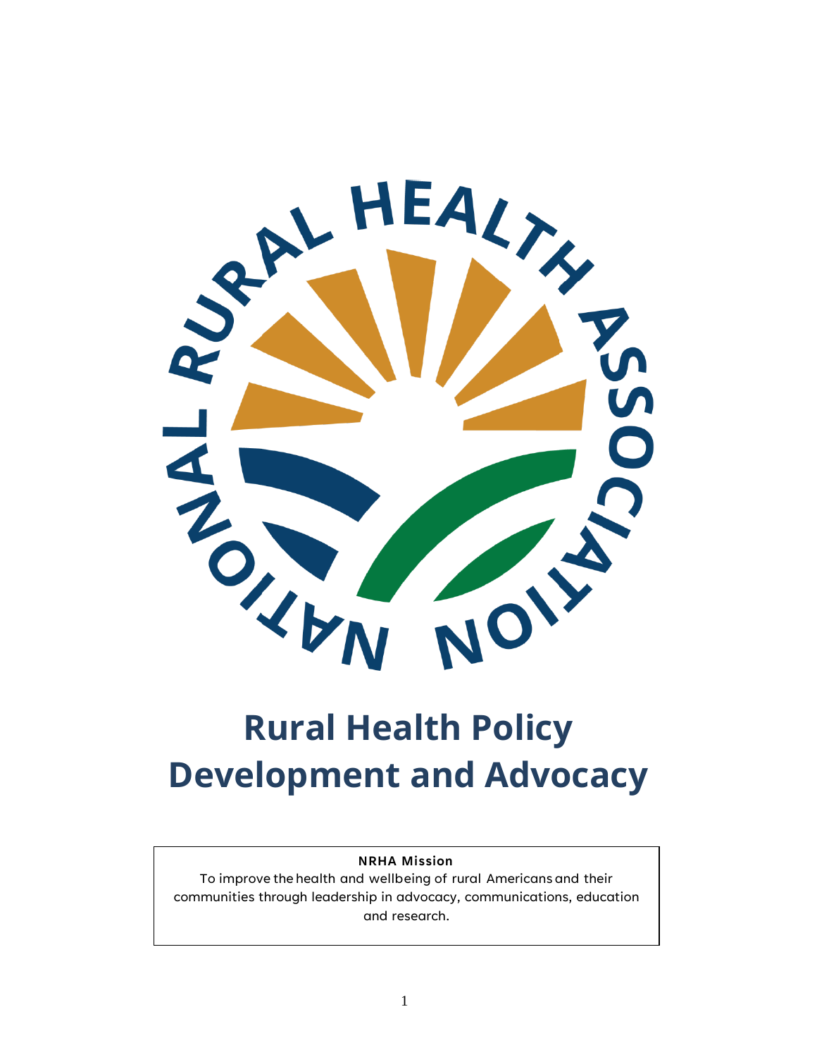# Rural Health Policy Development and Advocacy

**NRHA Mission**

To improve the health and wellbeing of rural Americans and their communities through leadership in advocacy, communications, education and research.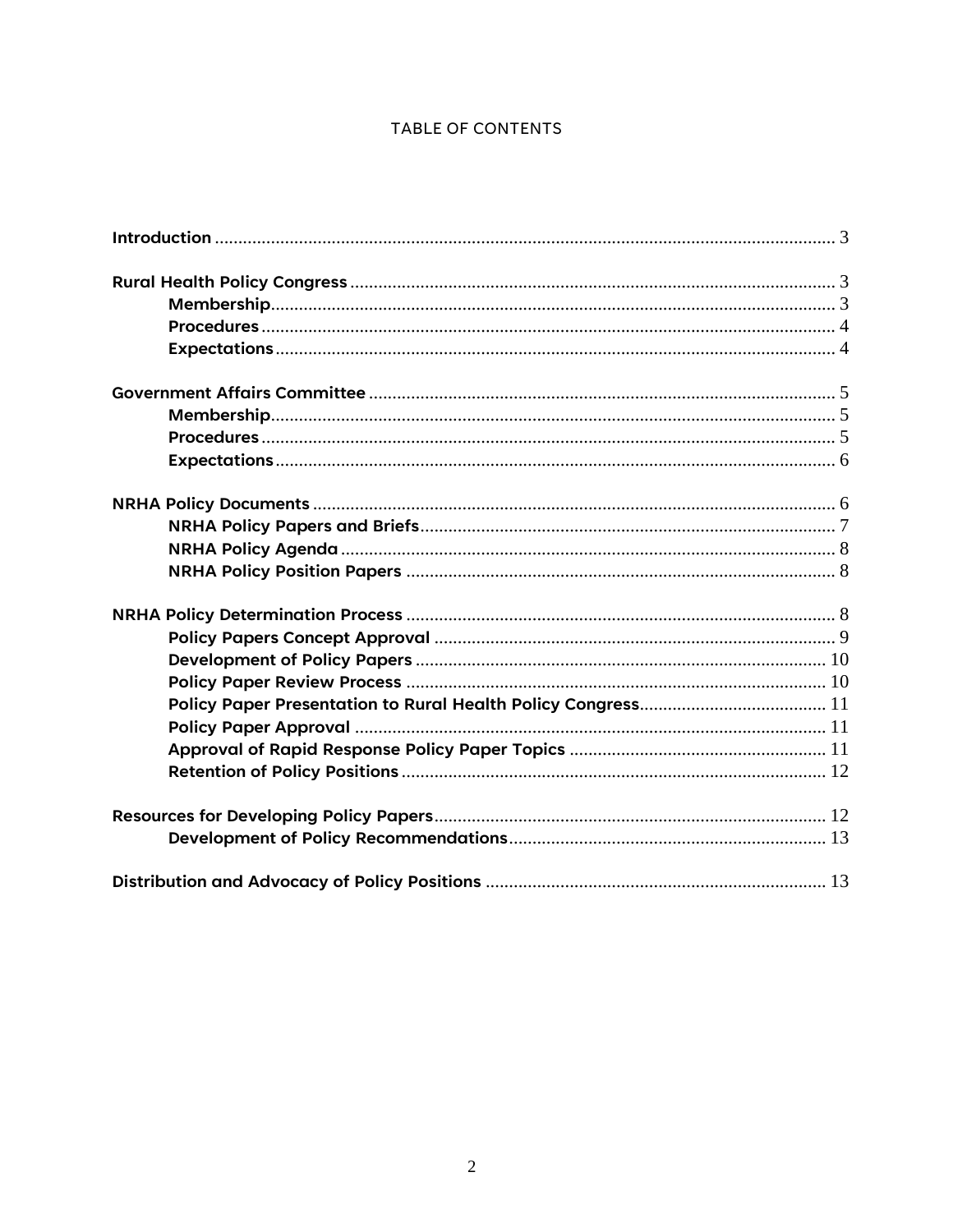# TABLE OF CONTENTS

**Introduction** .................................................................................................................................... 3

**Rural Health Policy Congress** ....................................................................................................... 3
- **Membership** ........................................................................................................................ 3
- **Procedures** .......................................................................................................................... 4
- **Expectations** ....................................................................................................................... 4

**Government Affairs Committee** ................................................................................................... 5
- **Membership** ........................................................................................................................ 5
- **Procedures** .......................................................................................................................... 5
- **Expectations** ....................................................................................................................... 6

**NRHA Policy Documents** ............................................................................................................... 6
- **NRHA Policy Papers and Briefs** ........................................................................................ 7
- **NRHA Policy Agenda** ......................................................................................................... 8
- **NRHA Policy Position Papers** ........................................................................................... 8

**NRHA Policy Determination Process** ........................................................................................... 8
- **Policy Papers Concept Approval** ..................................................................................... 9
- **Development of Policy Papers** ....................................................................................... 10
- **Policy Paper Review Process** ......................................................................................... 10
- **Policy Paper Presentation to Rural Health Policy Congress** ........................................ 11
- **Policy Paper Approval** .................................................................................................... 11
- **Approval of Rapid Response Policy Paper Topics** ...................................................... 11
- **Retention of Policy Positions** .......................................................................................... 12

**Resources for Developing Policy Papers** .................................................................................. 12
- **Development of Policy Recommendations** ................................................................... 13

**Distribution and Advocacy of Policy Positions** ......................................................................... 13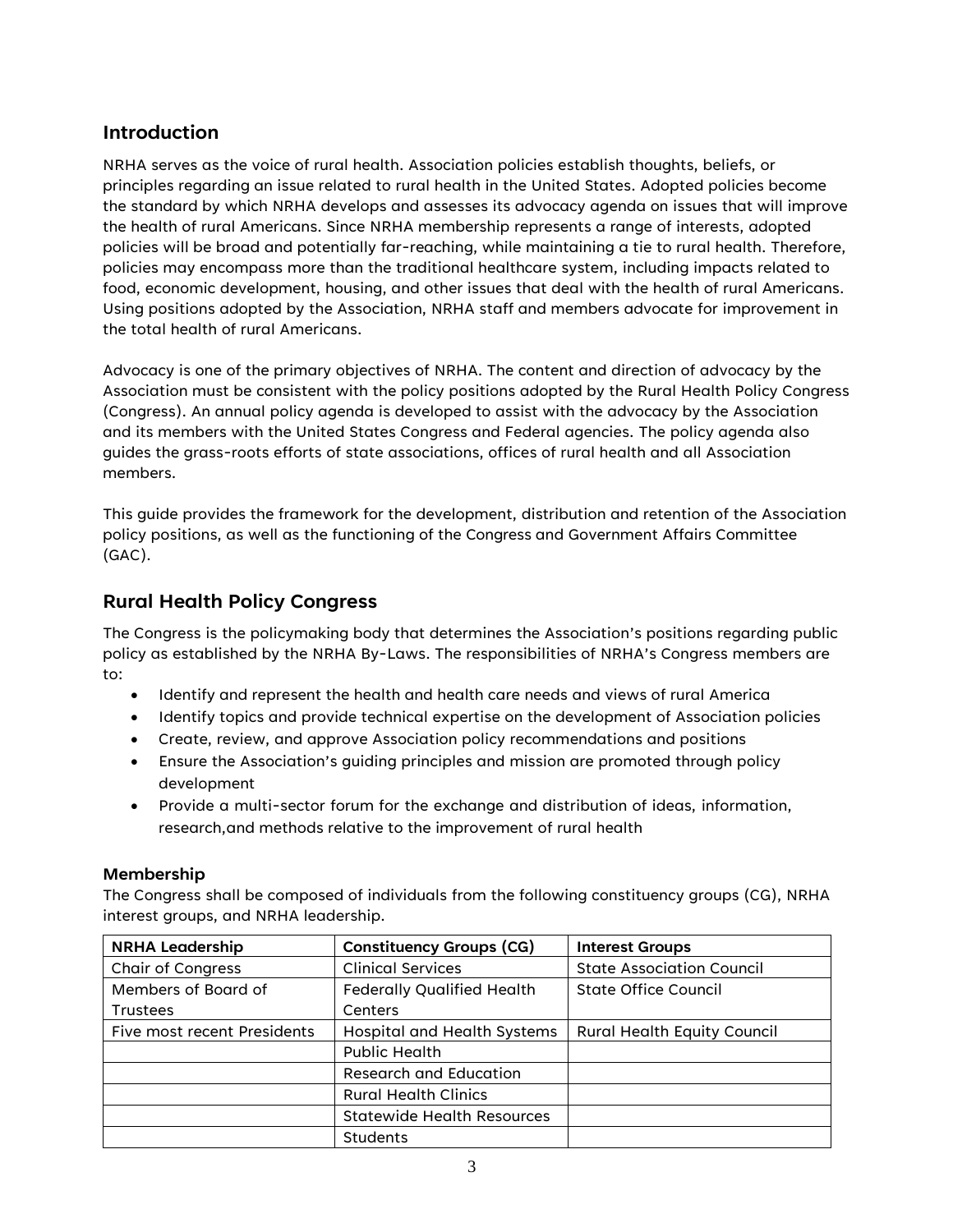## Introduction

NRHA serves as the voice of rural health. Association policies establish thoughts, beliefs, or principles regarding an issue related to rural health in the United States. Adopted policies become the standard by which NRHA develops and assesses its advocacy agenda on issues that will improve the health of rural Americans. Since NRHA membership represents a range of interests, adopted policies will be broad and potentially far-reaching, while maintaining a tie to rural health. Therefore, policies may encompass more than the traditional healthcare system, including impacts related to food, economic development, housing, and other issues that deal with the health of rural Americans. Using positions adopted by the Association, NRHA staff and members advocate for improvement in the total health of rural Americans.

Advocacy is one of the primary objectives of NRHA. The content and direction of advocacy by the Association must be consistent with the policy positions adopted by the Rural Health Policy Congress (Congress). An annual policy agenda is developed to assist with the advocacy by the Association and its members with the United States Congress and Federal agencies. The policy agenda also guides the grass-roots efforts of state associations, offices of rural health and all Association members.

This guide provides the framework for the development, distribution and retention of the Association policy positions, as well as the functioning of the Congress and Government Affairs Committee (GAC).

## Rural Health Policy Congress

The Congress is the policymaking body that determines the Association's positions regarding public policy as established by the NRHA By-Laws. The responsibilities of NRHA's Congress members are to:

- Identify and represent the health and health care needs and views of rural America
- Identify topics and provide technical expertise on the development of Association policies
- Create, review, and approve Association policy recommendations and positions
- Ensure the Association's guiding principles and mission are promoted through policy development
- Provide a multi-sector forum for the exchange and distribution of ideas, information, research,and methods relative to the improvement of rural health

### Membership

The Congress shall be composed of individuals from the following constituency groups (CG), NRHA interest groups, and NRHA leadership.

| NRHA Leadership | Constituency Groups (CG) | Interest Groups |
|---|---|---|
| Chair of Congress | Clinical Services | State Association Council |
| Members of Board of Trustees | Federally Qualified Health Centers | State Office Council |
| Five most recent Presidents | Hospital and Health Systems | Rural Health Equity Council |
| | Public Health | |
| | Research and Education | |
| | Rural Health Clinics | |
| | Statewide Health Resources | |
| | Students | |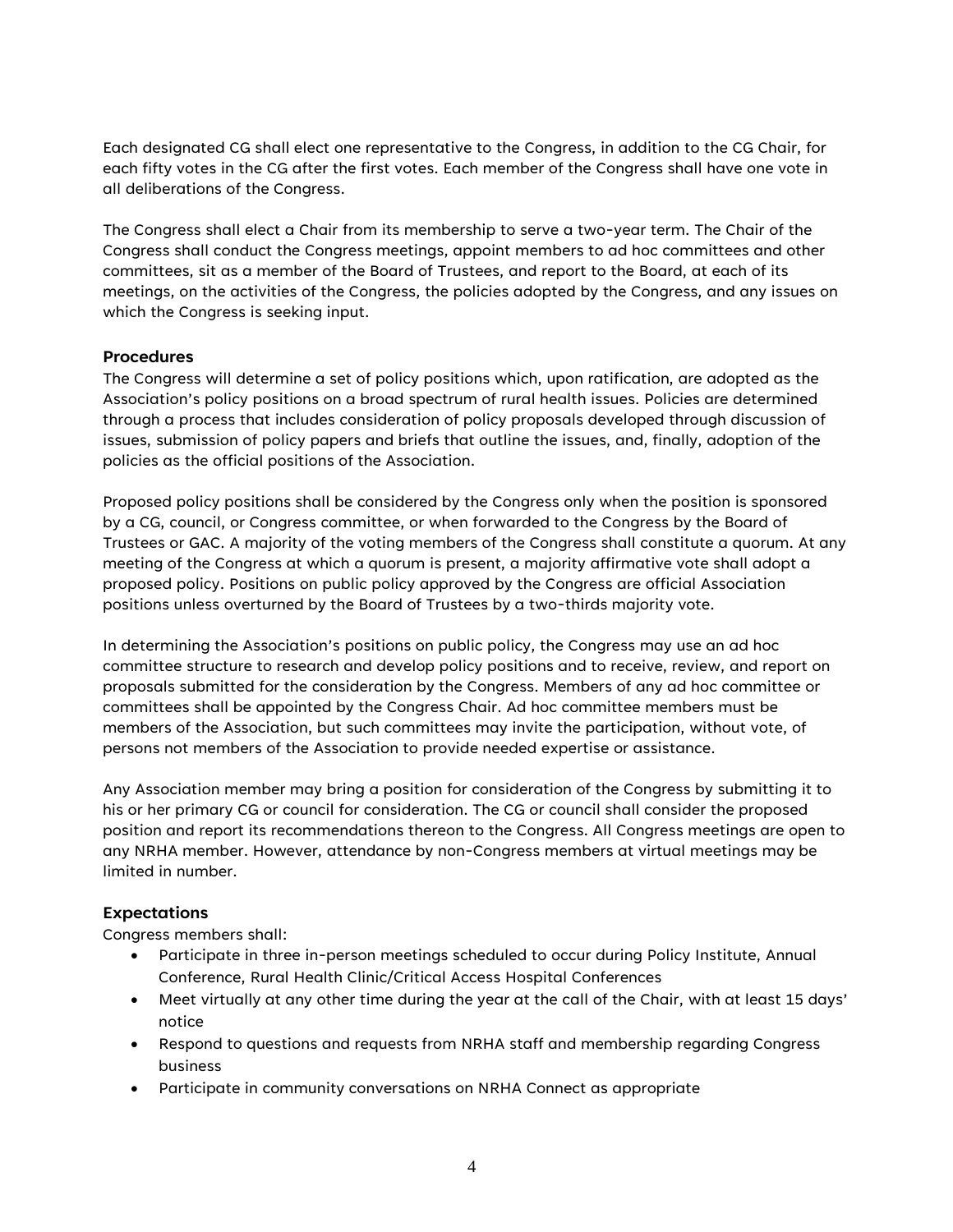Each designated CG shall elect one representative to the Congress, in addition to the CG Chair, for each fifty votes in the CG after the first votes. Each member of the Congress shall have one vote in all deliberations of the Congress.

The Congress shall elect a Chair from its membership to serve a two-year term. The Chair of the Congress shall conduct the Congress meetings, appoint members to ad hoc committees and other committees, sit as a member of the Board of Trustees, and report to the Board, at each of its meetings, on the activities of the Congress, the policies adopted by the Congress, and any issues on which the Congress is seeking input.

### Procedures

The Congress will determine a set of policy positions which, upon ratification, are adopted as the Association's policy positions on a broad spectrum of rural health issues. Policies are determined through a process that includes consideration of policy proposals developed through discussion of issues, submission of policy papers and briefs that outline the issues, and, finally, adoption of the policies as the official positions of the Association.

Proposed policy positions shall be considered by the Congress only when the position is sponsored by a CG, council, or Congress committee, or when forwarded to the Congress by the Board of Trustees or GAC. A majority of the voting members of the Congress shall constitute a quorum. At any meeting of the Congress at which a quorum is present, a majority affirmative vote shall adopt a proposed policy. Positions on public policy approved by the Congress are official Association positions unless overturned by the Board of Trustees by a two-thirds majority vote.

In determining the Association's positions on public policy, the Congress may use an ad hoc committee structure to research and develop policy positions and to receive, review, and report on proposals submitted for the consideration by the Congress. Members of any ad hoc committee or committees shall be appointed by the Congress Chair. Ad hoc committee members must be members of the Association, but such committees may invite the participation, without vote, of persons not members of the Association to provide needed expertise or assistance.

Any Association member may bring a position for consideration of the Congress by submitting it to his or her primary CG or council for consideration. The CG or council shall consider the proposed position and report its recommendations thereon to the Congress. All Congress meetings are open to any NRHA member. However, attendance by non-Congress members at virtual meetings may be limited in number.

### Expectations

Congress members shall:

- Participate in three in-person meetings scheduled to occur during Policy Institute, Annual Conference, Rural Health Clinic/Critical Access Hospital Conferences
- Meet virtually at any other time during the year at the call of the Chair, with at least 15 days' notice
- Respond to questions and requests from NRHA staff and membership regarding Congress business
- Participate in community conversations on NRHA Connect as appropriate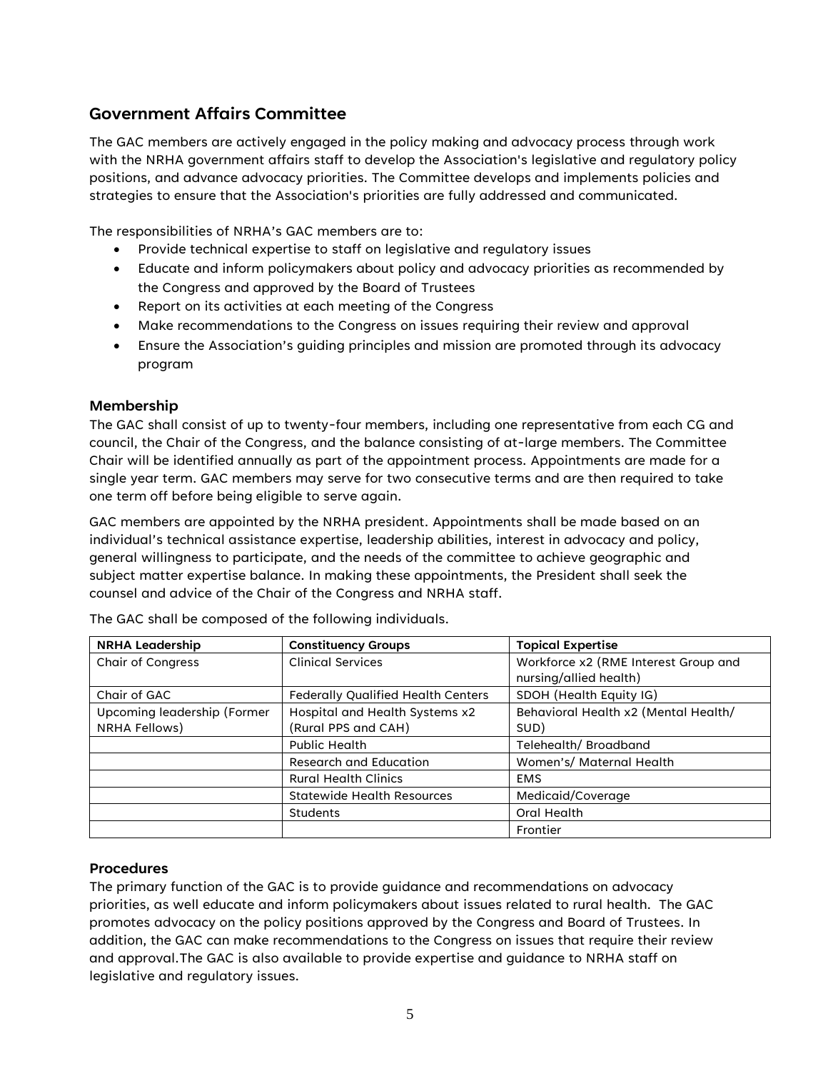## Government Affairs Committee

The GAC members are actively engaged in the policy making and advocacy process through work with the NRHA government affairs staff to develop the Association's legislative and regulatory policy positions, and advance advocacy priorities. The Committee develops and implements policies and strategies to ensure that the Association's priorities are fully addressed and communicated.

The responsibilities of NRHA's GAC members are to:

- Provide technical expertise to staff on legislative and regulatory issues
- Educate and inform policymakers about policy and advocacy priorities as recommended by the Congress and approved by the Board of Trustees
- Report on its activities at each meeting of the Congress
- Make recommendations to the Congress on issues requiring their review and approval
- Ensure the Association's guiding principles and mission are promoted through its advocacy program

### Membership

The GAC shall consist of up to twenty-four members, including one representative from each CG and council, the Chair of the Congress, and the balance consisting of at-large members. The Committee Chair will be identified annually as part of the appointment process. Appointments are made for a single year term. GAC members may serve for two consecutive terms and are then required to take one term off before being eligible to serve again.

GAC members are appointed by the NRHA president. Appointments shall be made based on an individual's technical assistance expertise, leadership abilities, interest in advocacy and policy, general willingness to participate, and the needs of the committee to achieve geographic and subject matter expertise balance. In making these appointments, the President shall seek the counsel and advice of the Chair of the Congress and NRHA staff.

The GAC shall be composed of the following individuals.

| NRHA Leadership | Constituency Groups | Topical Expertise |
|---|---|---|
| Chair of Congress | Clinical Services | Workforce x2 (RME Interest Group and nursing/allied health) |
| Chair of GAC | Federally Qualified Health Centers | SDOH (Health Equity IG) |
| Upcoming leadership (Former NRHA Fellows) | Hospital and Health Systems x2 (Rural PPS and CAH) | Behavioral Health x2 (Mental Health/ SUD) |
| | Public Health | Telehealth/ Broadband |
| | Research and Education | Women's/ Maternal Health |
| | Rural Health Clinics | EMS |
| | Statewide Health Resources | Medicaid/Coverage |
| | Students | Oral Health |
| | | Frontier |

### Procedures

The primary function of the GAC is to provide guidance and recommendations on advocacy priorities, as well educate and inform policymakers about issues related to rural health. The GAC promotes advocacy on the policy positions approved by the Congress and Board of Trustees. In addition, the GAC can make recommendations to the Congress on issues that require their review and approval.The GAC is also available to provide expertise and guidance to NRHA staff on legislative and regulatory issues.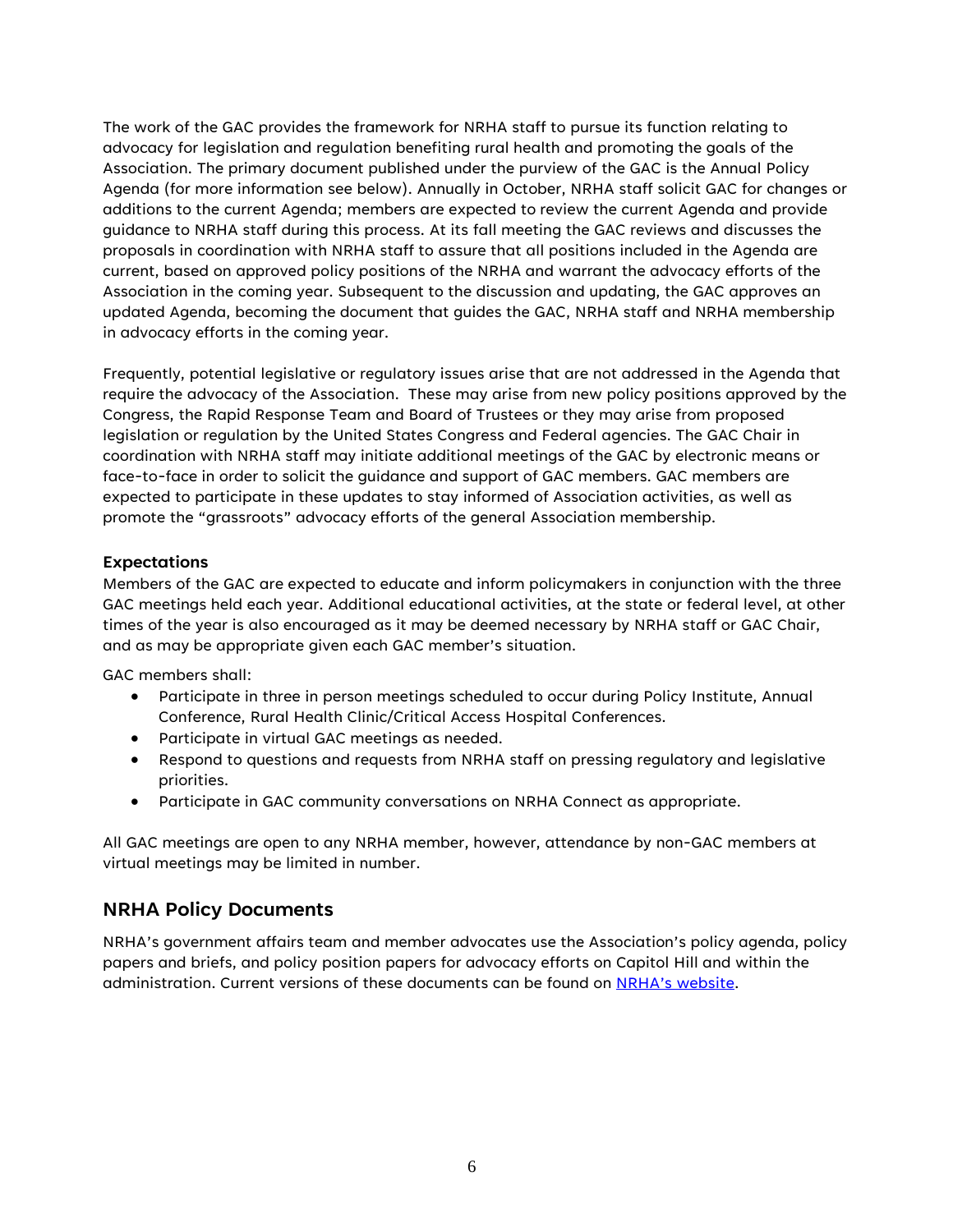The work of the GAC provides the framework for NRHA staff to pursue its function relating to advocacy for legislation and regulation benefiting rural health and promoting the goals of the Association. The primary document published under the purview of the GAC is the Annual Policy Agenda (for more information see below). Annually in October, NRHA staff solicit GAC for changes or additions to the current Agenda; members are expected to review the current Agenda and provide guidance to NRHA staff during this process. At its fall meeting the GAC reviews and discusses the proposals in coordination with NRHA staff to assure that all positions included in the Agenda are current, based on approved policy positions of the NRHA and warrant the advocacy efforts of the Association in the coming year. Subsequent to the discussion and updating, the GAC approves an updated Agenda, becoming the document that guides the GAC, NRHA staff and NRHA membership in advocacy efforts in the coming year.

Frequently, potential legislative or regulatory issues arise that are not addressed in the Agenda that require the advocacy of the Association.  These may arise from new policy positions approved by the Congress, the Rapid Response Team and Board of Trustees or they may arise from proposed legislation or regulation by the United States Congress and Federal agencies. The GAC Chair in coordination with NRHA staff may initiate additional meetings of the GAC by electronic means or face-to-face in order to solicit the guidance and support of GAC members. GAC members are expected to participate in these updates to stay informed of Association activities, as well as promote the "grassroots" advocacy efforts of the general Association membership.

**Expectations**

Members of the GAC are expected to educate and inform policymakers in conjunction with the three GAC meetings held each year. Additional educational activities, at the state or federal level, at other times of the year is also encouraged as it may be deemed necessary by NRHA staff or GAC Chair, and as may be appropriate given each GAC member's situation.

GAC members shall:

- Participate in three in person meetings scheduled to occur during Policy Institute, Annual Conference, Rural Health Clinic/Critical Access Hospital Conferences.
- Participate in virtual GAC meetings as needed.
- Respond to questions and requests from NRHA staff on pressing regulatory and legislative priorities.
- Participate in GAC community conversations on NRHA Connect as appropriate.

All GAC meetings are open to any NRHA member, however, attendance by non-GAC members at virtual meetings may be limited in number.

## NRHA Policy Documents

NRHA's government affairs team and member advocates use the Association's policy agenda, policy papers and briefs, and policy position papers for advocacy efforts on Capitol Hill and within the administration. Current versions of these documents can be found on NRHA's website.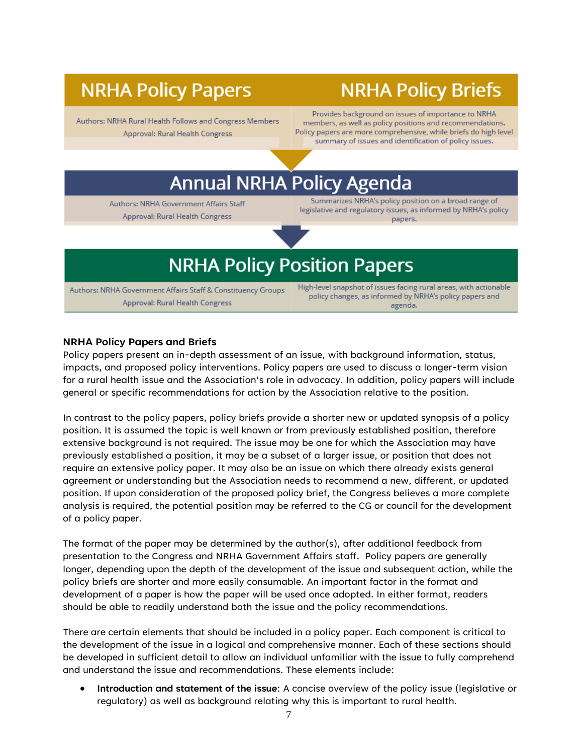| NRHA Policy Papers | NRHA Policy Briefs |
|---|---|
| Authors: NRHA Rural Health Follows and Congress Members<br>Approval: Rural Health Congress | Provides background on issues of importance to NRHA members, as well as policy positions and recommendations. Policy papers are more comprehensive, while briefs do high level summary of issues and identification of policy issues. |

| Annual NRHA Policy Agenda | |
|---|---|
| Authors: NRHA Government Affairs Staff<br>Approval: Rural Health Congress | Summarizes NRHA's policy position on a broad range of legislative and regulatory issues, as informed by NRHA's policy papers. |

| NRHA Policy Position Papers | |
|---|---|
| Authors: NRHA Government Affairs Staff & Constituency Groups<br>Approval: Rural Health Congress | High-level snapshot of issues facing rural areas, with actionable policy changes, as informed by NRHA's policy papers and agenda. |

**NRHA Policy Papers and Briefs**

Policy papers present an in-depth assessment of an issue, with background information, status, impacts, and proposed policy interventions. Policy papers are used to discuss a longer-term vision for a rural health issue and the Association's role in advocacy. In addition, policy papers will include general or specific recommendations for action by the Association relative to the position.

In contrast to the policy papers, policy briefs provide a shorter new or updated synopsis of a policy position. It is assumed the topic is well known or from previously established position, therefore extensive background is not required. The issue may be one for which the Association may have previously established a position, it may be a subset of a larger issue, or position that does not require an extensive policy paper. It may also be an issue on which there already exists general agreement or understanding but the Association needs to recommend a new, different, or updated position. If upon consideration of the proposed policy brief, the Congress believes a more complete analysis is required, the potential position may be referred to the CG or council for the development of a policy paper.

The format of the paper may be determined by the author(s), after additional feedback from presentation to the Congress and NRHA Government Affairs staff. Policy papers are generally longer, depending upon the depth of the development of the issue and subsequent action, while the policy briefs are shorter and more easily consumable. An important factor in the format and development of a paper is how the paper will be used once adopted. In either format, readers should be able to readily understand both the issue and the policy recommendations.

There are certain elements that should be included in a policy paper. Each component is critical to the development of the issue in a logical and comprehensive manner. Each of these sections should be developed in sufficient detail to allow an individual unfamiliar with the issue to fully comprehend and understand the issue and recommendations. These elements include:

- **Introduction and statement of the issue**: A concise overview of the policy issue (legislative or regulatory) as well as background relating why this is important to rural health.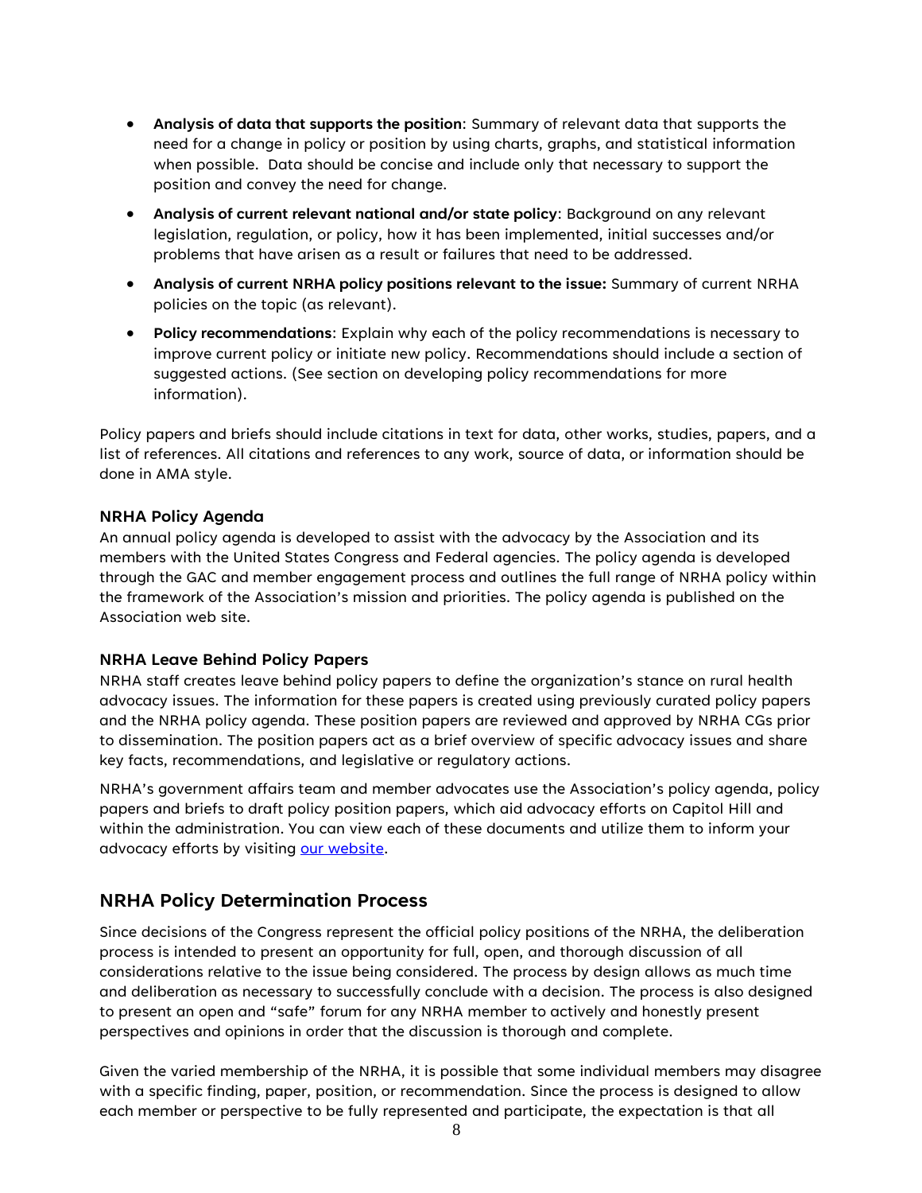- **Analysis of data that supports the position**: Summary of relevant data that supports the need for a change in policy or position by using charts, graphs, and statistical information when possible. Data should be concise and include only that necessary to support the position and convey the need for change.
- **Analysis of current relevant national and/or state policy**: Background on any relevant legislation, regulation, or policy, how it has been implemented, initial successes and/or problems that have arisen as a result or failures that need to be addressed.
- **Analysis of current NRHA policy positions relevant to the issue:** Summary of current NRHA policies on the topic (as relevant).
- **Policy recommendations**: Explain why each of the policy recommendations is necessary to improve current policy or initiate new policy. Recommendations should include a section of suggested actions. (See section on developing policy recommendations for more information).

Policy papers and briefs should include citations in text for data, other works, studies, papers, and a list of references. All citations and references to any work, source of data, or information should be done in AMA style.

### NRHA Policy Agenda

An annual policy agenda is developed to assist with the advocacy by the Association and its members with the United States Congress and Federal agencies. The policy agenda is developed through the GAC and member engagement process and outlines the full range of NRHA policy within the framework of the Association's mission and priorities. The policy agenda is published on the Association web site.

### NRHA Leave Behind Policy Papers

NRHA staff creates leave behind policy papers to define the organization's stance on rural health advocacy issues. The information for these papers is created using previously curated policy papers and the NRHA policy agenda. These position papers are reviewed and approved by NRHA CGs prior to dissemination. The position papers act as a brief overview of specific advocacy issues and share key facts, recommendations, and legislative or regulatory actions.

NRHA's government affairs team and member advocates use the Association's policy agenda, policy papers and briefs to draft policy position papers, which aid advocacy efforts on Capitol Hill and within the administration. You can view each of these documents and utilize them to inform your advocacy efforts by visiting our website.

## NRHA Policy Determination Process

Since decisions of the Congress represent the official policy positions of the NRHA, the deliberation process is intended to present an opportunity for full, open, and thorough discussion of all considerations relative to the issue being considered. The process by design allows as much time and deliberation as necessary to successfully conclude with a decision. The process is also designed to present an open and "safe" forum for any NRHA member to actively and honestly present perspectives and opinions in order that the discussion is thorough and complete.

Given the varied membership of the NRHA, it is possible that some individual members may disagree with a specific finding, paper, position, or recommendation. Since the process is designed to allow each member or perspective to be fully represented and participate, the expectation is that all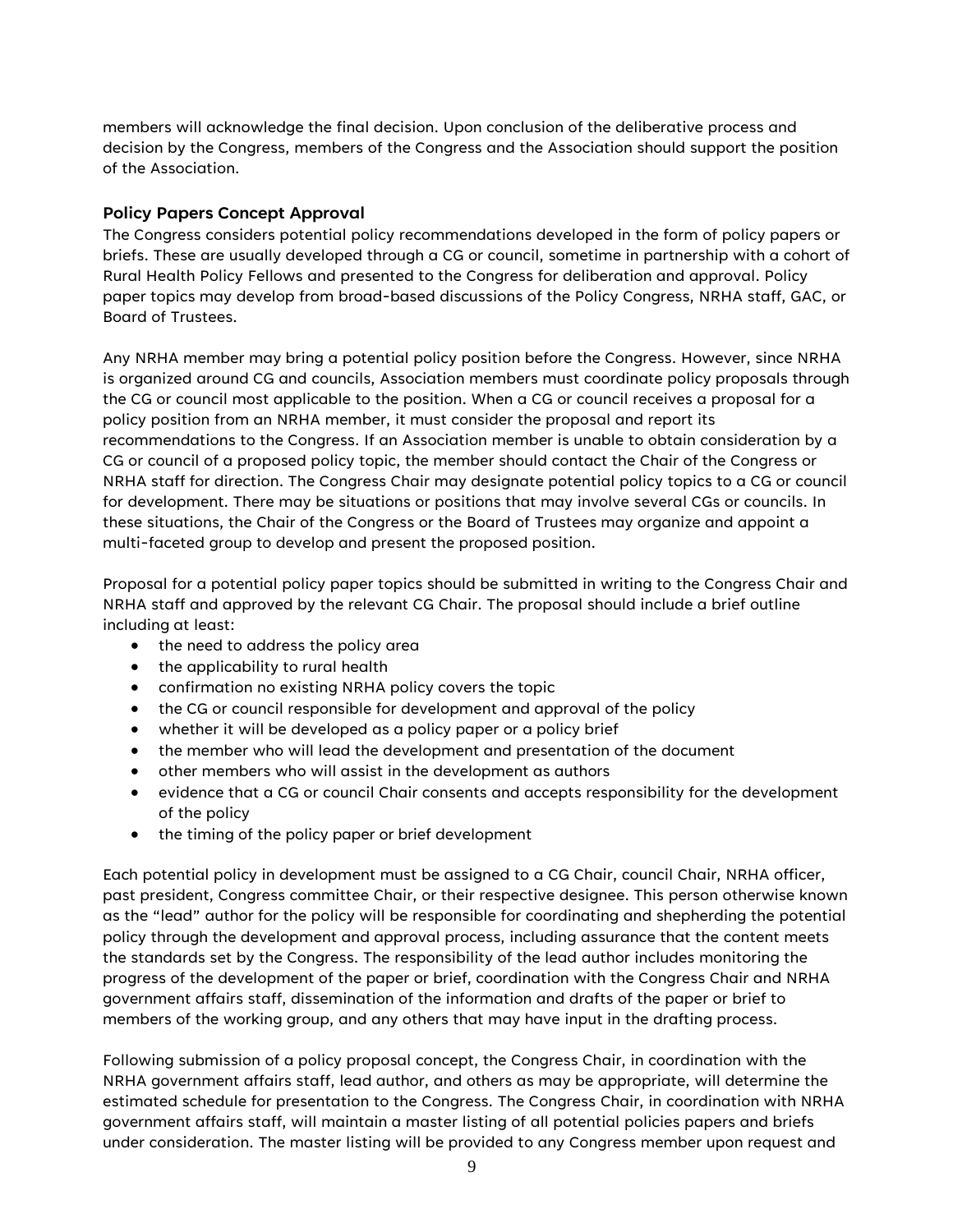members will acknowledge the final decision. Upon conclusion of the deliberative process and decision by the Congress, members of the Congress and the Association should support the position of the Association.

### Policy Papers Concept Approval

The Congress considers potential policy recommendations developed in the form of policy papers or briefs. These are usually developed through a CG or council, sometime in partnership with a cohort of Rural Health Policy Fellows and presented to the Congress for deliberation and approval. Policy paper topics may develop from broad-based discussions of the Policy Congress, NRHA staff, GAC, or Board of Trustees.

Any NRHA member may bring a potential policy position before the Congress. However, since NRHA is organized around CG and councils, Association members must coordinate policy proposals through the CG or council most applicable to the position. When a CG or council receives a proposal for a policy position from an NRHA member, it must consider the proposal and report its recommendations to the Congress. If an Association member is unable to obtain consideration by a CG or council of a proposed policy topic, the member should contact the Chair of the Congress or NRHA staff for direction. The Congress Chair may designate potential policy topics to a CG or council for development. There may be situations or positions that may involve several CGs or councils. In these situations, the Chair of the Congress or the Board of Trustees may organize and appoint a multi-faceted group to develop and present the proposed position.

Proposal for a potential policy paper topics should be submitted in writing to the Congress Chair and NRHA staff and approved by the relevant CG Chair. The proposal should include a brief outline including at least:

- the need to address the policy area
- the applicability to rural health
- confirmation no existing NRHA policy covers the topic
- the CG or council responsible for development and approval of the policy
- whether it will be developed as a policy paper or a policy brief
- the member who will lead the development and presentation of the document
- other members who will assist in the development as authors
- evidence that a CG or council Chair consents and accepts responsibility for the development of the policy
- the timing of the policy paper or brief development

Each potential policy in development must be assigned to a CG Chair, council Chair, NRHA officer, past president, Congress committee Chair, or their respective designee. This person otherwise known as the "lead" author for the policy will be responsible for coordinating and shepherding the potential policy through the development and approval process, including assurance that the content meets the standards set by the Congress. The responsibility of the lead author includes monitoring the progress of the development of the paper or brief, coordination with the Congress Chair and NRHA government affairs staff, dissemination of the information and drafts of the paper or brief to members of the working group, and any others that may have input in the drafting process.

Following submission of a policy proposal concept, the Congress Chair, in coordination with the NRHA government affairs staff, lead author, and others as may be appropriate, will determine the estimated schedule for presentation to the Congress. The Congress Chair, in coordination with NRHA government affairs staff, will maintain a master listing of all potential policies papers and briefs under consideration. The master listing will be provided to any Congress member upon request and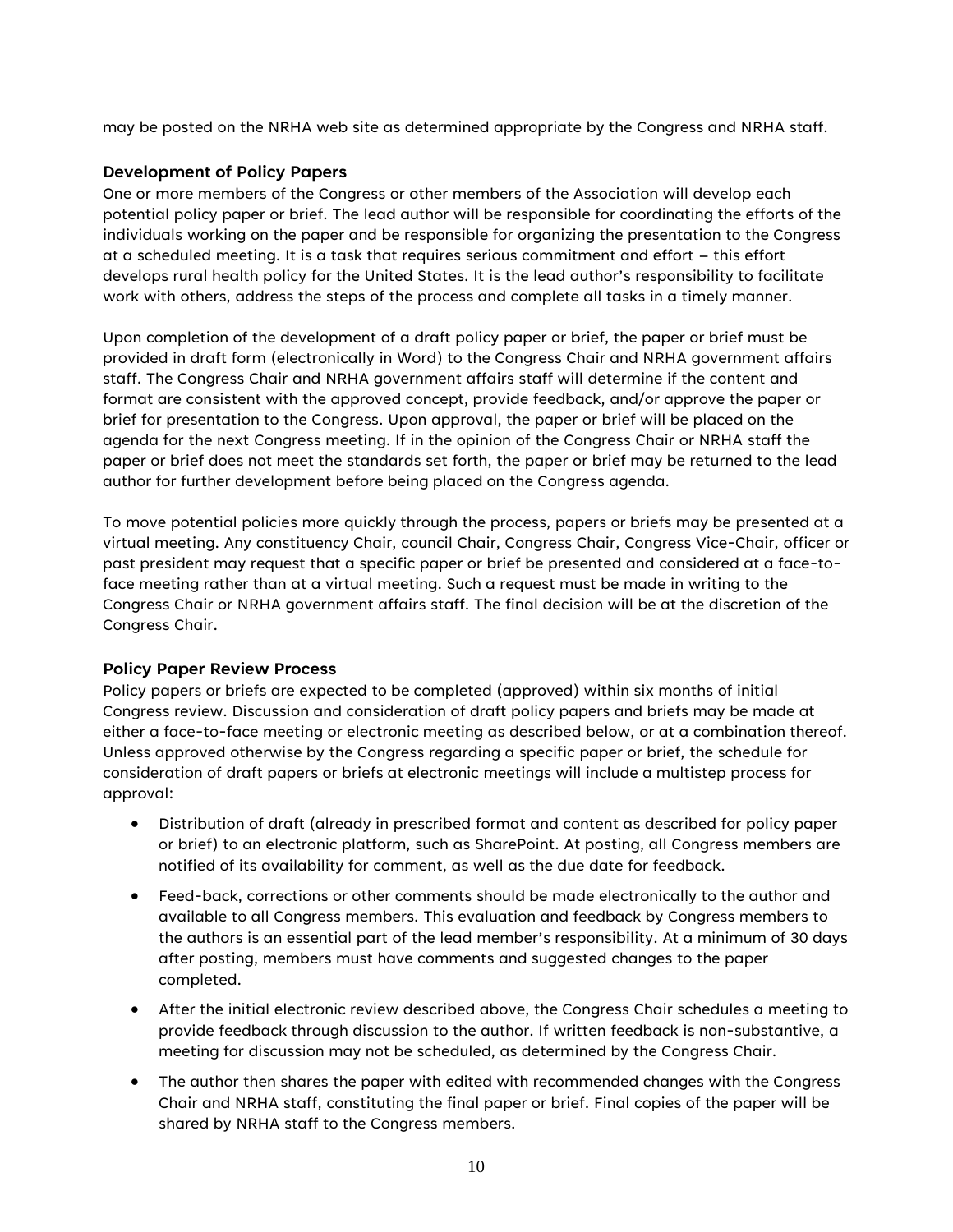may be posted on the NRHA web site as determined appropriate by the Congress and NRHA staff.

### Development of Policy Papers

One or more members of the Congress or other members of the Association will develop each potential policy paper or brief. The lead author will be responsible for coordinating the efforts of the individuals working on the paper and be responsible for organizing the presentation to the Congress at a scheduled meeting. It is a task that requires serious commitment and effort – this effort develops rural health policy for the United States. It is the lead author's responsibility to facilitate work with others, address the steps of the process and complete all tasks in a timely manner.

Upon completion of the development of a draft policy paper or brief, the paper or brief must be provided in draft form (electronically in Word) to the Congress Chair and NRHA government affairs staff. The Congress Chair and NRHA government affairs staff will determine if the content and format are consistent with the approved concept, provide feedback, and/or approve the paper or brief for presentation to the Congress. Upon approval, the paper or brief will be placed on the agenda for the next Congress meeting. If in the opinion of the Congress Chair or NRHA staff the paper or brief does not meet the standards set forth, the paper or brief may be returned to the lead author for further development before being placed on the Congress agenda.

To move potential policies more quickly through the process, papers or briefs may be presented at a virtual meeting. Any constituency Chair, council Chair, Congress Chair, Congress Vice-Chair, officer or past president may request that a specific paper or brief be presented and considered at a face-to-face meeting rather than at a virtual meeting. Such a request must be made in writing to the Congress Chair or NRHA government affairs staff. The final decision will be at the discretion of the Congress Chair.

### Policy Paper Review Process

Policy papers or briefs are expected to be completed (approved) within six months of initial Congress review. Discussion and consideration of draft policy papers and briefs may be made at either a face-to-face meeting or electronic meeting as described below, or at a combination thereof. Unless approved otherwise by the Congress regarding a specific paper or brief, the schedule for consideration of draft papers or briefs at electronic meetings will include a multistep process for approval:

- Distribution of draft (already in prescribed format and content as described for policy paper or brief) to an electronic platform, such as SharePoint. At posting, all Congress members are notified of its availability for comment, as well as the due date for feedback.
- Feed-back, corrections or other comments should be made electronically to the author and available to all Congress members. This evaluation and feedback by Congress members to the authors is an essential part of the lead member's responsibility. At a minimum of 30 days after posting, members must have comments and suggested changes to the paper completed.
- After the initial electronic review described above, the Congress Chair schedules a meeting to provide feedback through discussion to the author. If written feedback is non-substantive, a meeting for discussion may not be scheduled, as determined by the Congress Chair.
- The author then shares the paper with edited with recommended changes with the Congress Chair and NRHA staff, constituting the final paper or brief. Final copies of the paper will be shared by NRHA staff to the Congress members.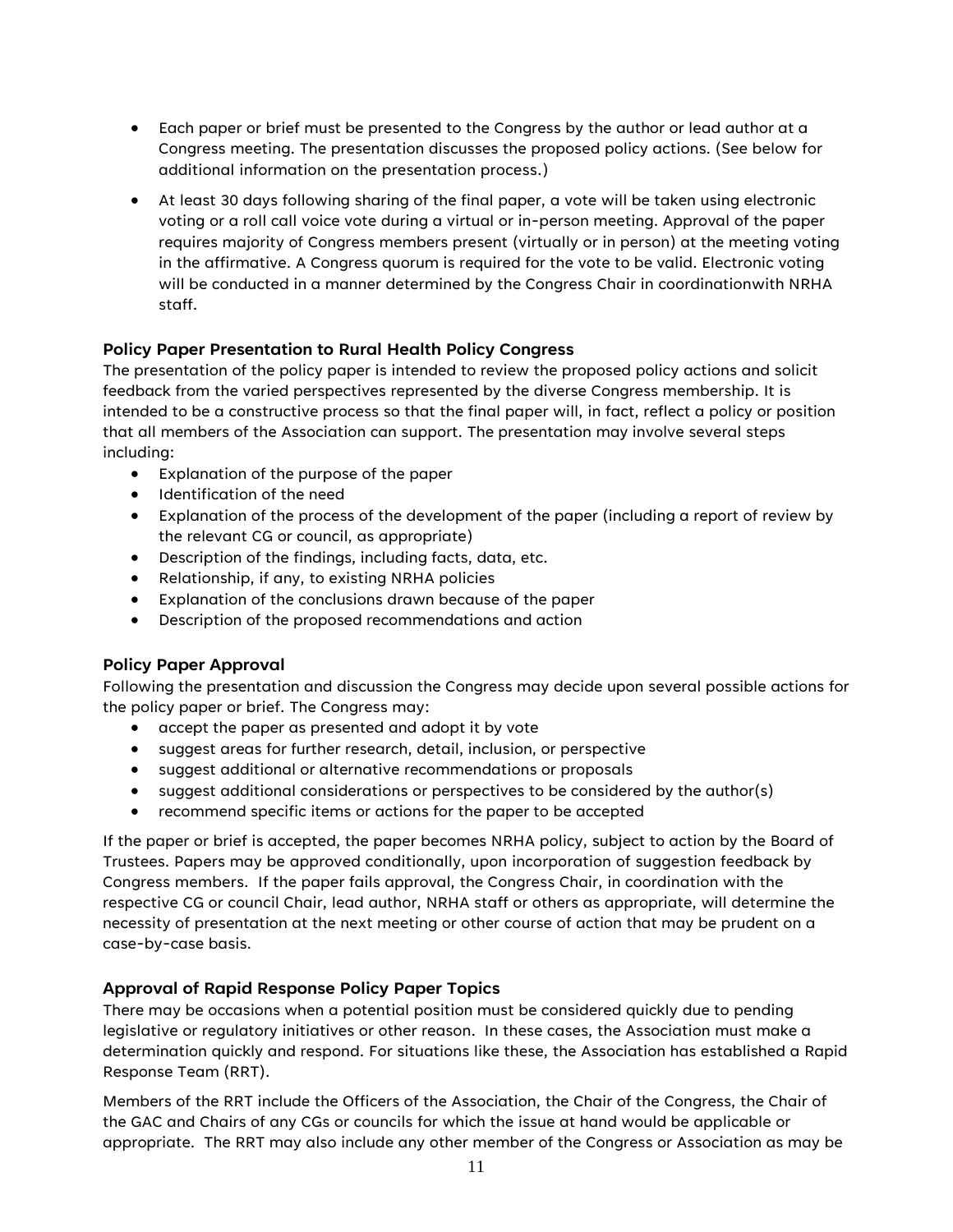- Each paper or brief must be presented to the Congress by the author or lead author at a Congress meeting. The presentation discusses the proposed policy actions. (See below for additional information on the presentation process.)
- At least 30 days following sharing of the final paper, a vote will be taken using electronic voting or a roll call voice vote during a virtual or in-person meeting. Approval of the paper requires majority of Congress members present (virtually or in person) at the meeting voting in the affirmative. A Congress quorum is required for the vote to be valid. Electronic voting will be conducted in a manner determined by the Congress Chair in coordinationwith NRHA staff.

### Policy Paper Presentation to Rural Health Policy Congress

The presentation of the policy paper is intended to review the proposed policy actions and solicit feedback from the varied perspectives represented by the diverse Congress membership. It is intended to be a constructive process so that the final paper will, in fact, reflect a policy or position that all members of the Association can support. The presentation may involve several steps including:

- Explanation of the purpose of the paper
- Identification of the need
- Explanation of the process of the development of the paper (including a report of review by the relevant CG or council, as appropriate)
- Description of the findings, including facts, data, etc.
- Relationship, if any, to existing NRHA policies
- Explanation of the conclusions drawn because of the paper
- Description of the proposed recommendations and action

### Policy Paper Approval

Following the presentation and discussion the Congress may decide upon several possible actions for the policy paper or brief. The Congress may:

- accept the paper as presented and adopt it by vote
- suggest areas for further research, detail, inclusion, or perspective
- suggest additional or alternative recommendations or proposals
- suggest additional considerations or perspectives to be considered by the author(s)
- recommend specific items or actions for the paper to be accepted

If the paper or brief is accepted, the paper becomes NRHA policy, subject to action by the Board of Trustees. Papers may be approved conditionally, upon incorporation of suggestion feedback by Congress members. If the paper fails approval, the Congress Chair, in coordination with the respective CG or council Chair, lead author, NRHA staff or others as appropriate, will determine the necessity of presentation at the next meeting or other course of action that may be prudent on a case-by-case basis.

### Approval of Rapid Response Policy Paper Topics

There may be occasions when a potential position must be considered quickly due to pending legislative or regulatory initiatives or other reason. In these cases, the Association must make a determination quickly and respond. For situations like these, the Association has established a Rapid Response Team (RRT).

Members of the RRT include the Officers of the Association, the Chair of the Congress, the Chair of the GAC and Chairs of any CGs or councils for which the issue at hand would be applicable or appropriate. The RRT may also include any other member of the Congress or Association as may be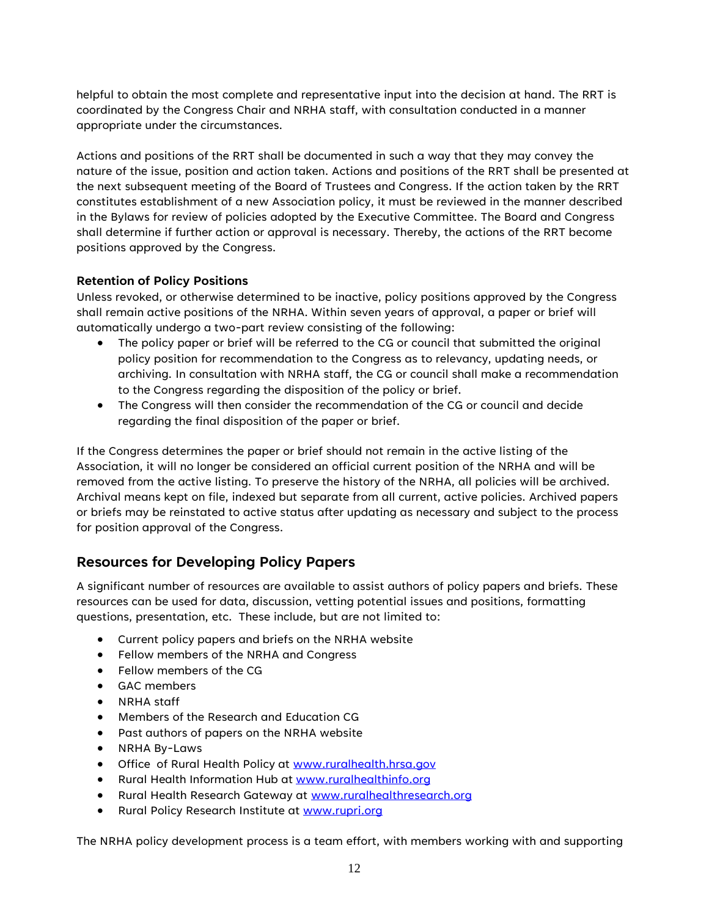helpful to obtain the most complete and representative input into the decision at hand. The RRT is coordinated by the Congress Chair and NRHA staff, with consultation conducted in a manner appropriate under the circumstances.

Actions and positions of the RRT shall be documented in such a way that they may convey the nature of the issue, position and action taken. Actions and positions of the RRT shall be presented at the next subsequent meeting of the Board of Trustees and Congress. If the action taken by the RRT constitutes establishment of a new Association policy, it must be reviewed in the manner described in the Bylaws for review of policies adopted by the Executive Committee. The Board and Congress shall determine if further action or approval is necessary. Thereby, the actions of the RRT become positions approved by the Congress.

**Retention of Policy Positions**

Unless revoked, or otherwise determined to be inactive, policy positions approved by the Congress shall remain active positions of the NRHA. Within seven years of approval, a paper or brief will automatically undergo a two-part review consisting of the following:

- The policy paper or brief will be referred to the CG or council that submitted the original policy position for recommendation to the Congress as to relevancy, updating needs, or archiving. In consultation with NRHA staff, the CG or council shall make a recommendation to the Congress regarding the disposition of the policy or brief.
- The Congress will then consider the recommendation of the CG or council and decide regarding the final disposition of the paper or brief.

If the Congress determines the paper or brief should not remain in the active listing of the Association, it will no longer be considered an official current position of the NRHA and will be removed from the active listing. To preserve the history of the NRHA, all policies will be archived. Archival means kept on file, indexed but separate from all current, active policies. Archived papers or briefs may be reinstated to active status after updating as necessary and subject to the process for position approval of the Congress.

## Resources for Developing Policy Papers

A significant number of resources are available to assist authors of policy papers and briefs. These resources can be used for data, discussion, vetting potential issues and positions, formatting questions, presentation, etc. These include, but are not limited to:

- Current policy papers and briefs on the NRHA website
- Fellow members of the NRHA and Congress
- Fellow members of the CG
- GAC members
- NRHA staff
- Members of the Research and Education CG
- Past authors of papers on the NRHA website
- NRHA By-Laws
- Office of Rural Health Policy at www.ruralhealth.hrsa.gov
- Rural Health Information Hub at www.ruralhealthinfo.org
- Rural Health Research Gateway at www.ruralhealthresearch.org
- Rural Policy Research Institute at www.rupri.org

The NRHA policy development process is a team effort, with members working with and supporting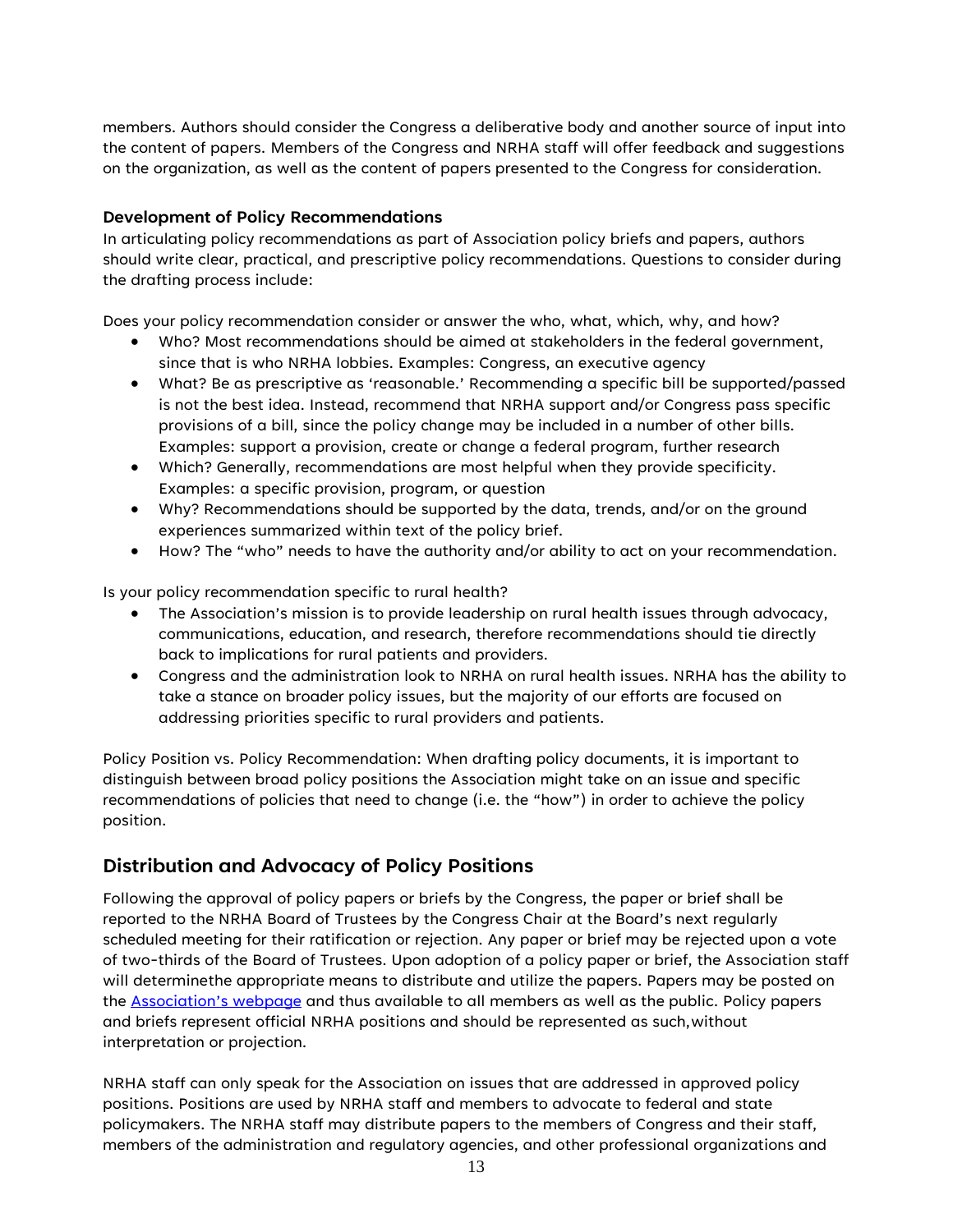members. Authors should consider the Congress a deliberative body and another source of input into the content of papers. Members of the Congress and NRHA staff will offer feedback and suggestions on the organization, as well as the content of papers presented to the Congress for consideration.

### Development of Policy Recommendations

In articulating policy recommendations as part of Association policy briefs and papers, authors should write clear, practical, and prescriptive policy recommendations. Questions to consider during the drafting process include:

Does your policy recommendation consider or answer the who, what, which, why, and how?

- Who? Most recommendations should be aimed at stakeholders in the federal government, since that is who NRHA lobbies. Examples: Congress, an executive agency
- What? Be as prescriptive as 'reasonable.' Recommending a specific bill be supported/passed is not the best idea. Instead, recommend that NRHA support and/or Congress pass specific provisions of a bill, since the policy change may be included in a number of other bills. Examples: support a provision, create or change a federal program, further research
- Which? Generally, recommendations are most helpful when they provide specificity. Examples: a specific provision, program, or question
- Why? Recommendations should be supported by the data, trends, and/or on the ground experiences summarized within text of the policy brief.
- How? The "who" needs to have the authority and/or ability to act on your recommendation.

Is your policy recommendation specific to rural health?

- The Association's mission is to provide leadership on rural health issues through advocacy, communications, education, and research, therefore recommendations should tie directly back to implications for rural patients and providers.
- Congress and the administration look to NRHA on rural health issues. NRHA has the ability to take a stance on broader policy issues, but the majority of our efforts are focused on addressing priorities specific to rural providers and patients.

Policy Position vs. Policy Recommendation: When drafting policy documents, it is important to distinguish between broad policy positions the Association might take on an issue and specific recommendations of policies that need to change (i.e. the "how") in order to achieve the policy position.

## Distribution and Advocacy of Policy Positions

Following the approval of policy papers or briefs by the Congress, the paper or brief shall be reported to the NRHA Board of Trustees by the Congress Chair at the Board's next regularly scheduled meeting for their ratification or rejection. Any paper or brief may be rejected upon a vote of two-thirds of the Board of Trustees. Upon adoption of a policy paper or brief, the Association staff will determinethe appropriate means to distribute and utilize the papers. Papers may be posted on the Association's webpage and thus available to all members as well as the public. Policy papers and briefs represent official NRHA positions and should be represented as such,without interpretation or projection.

NRHA staff can only speak for the Association on issues that are addressed in approved policy positions. Positions are used by NRHA staff and members to advocate to federal and state policymakers. The NRHA staff may distribute papers to the members of Congress and their staff, members of the administration and regulatory agencies, and other professional organizations and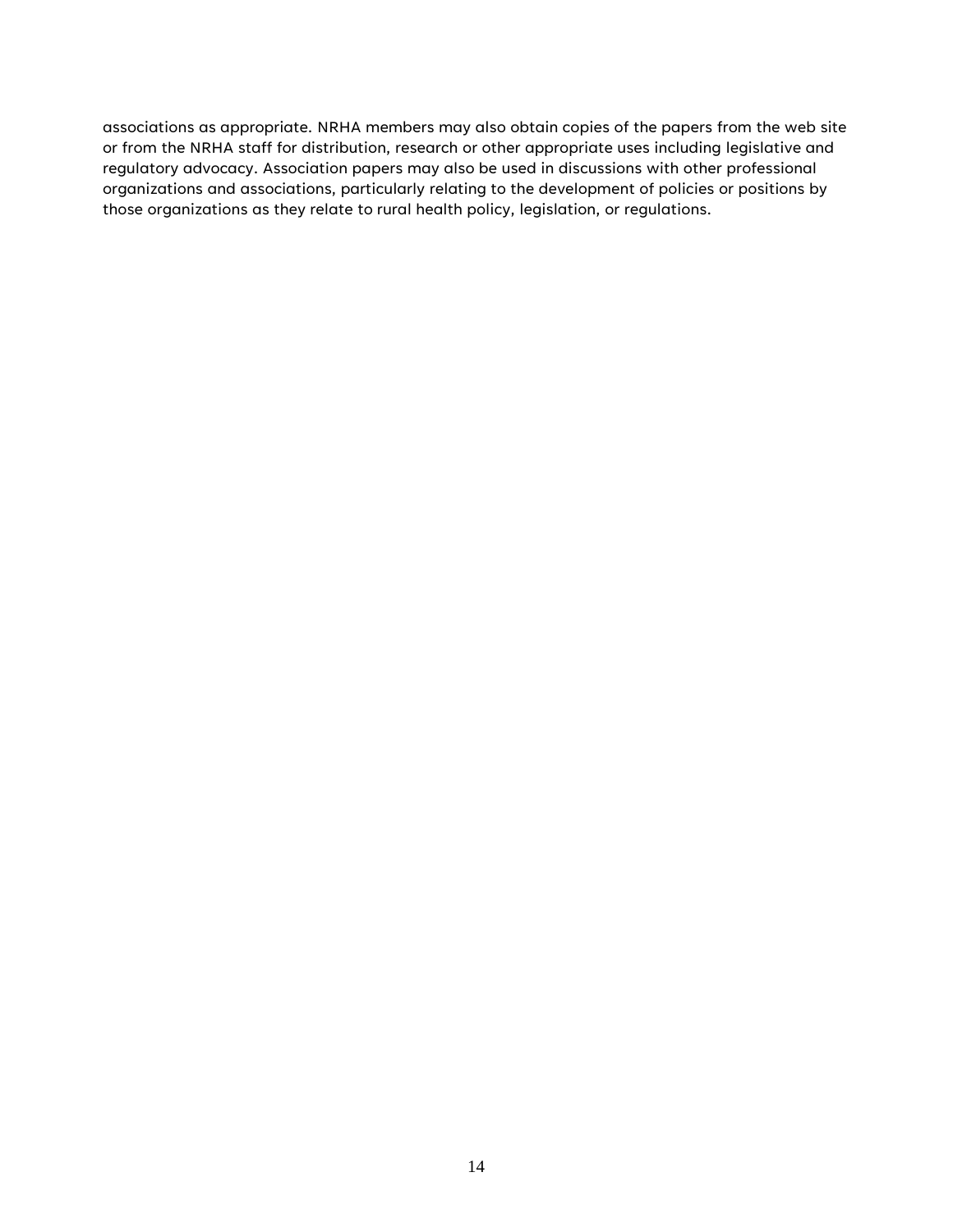associations as appropriate. NRHA members may also obtain copies of the papers from the web site or from the NRHA staff for distribution, research or other appropriate uses including legislative and regulatory advocacy. Association papers may also be used in discussions with other professional organizations and associations, particularly relating to the development of policies or positions by those organizations as they relate to rural health policy, legislation, or regulations.